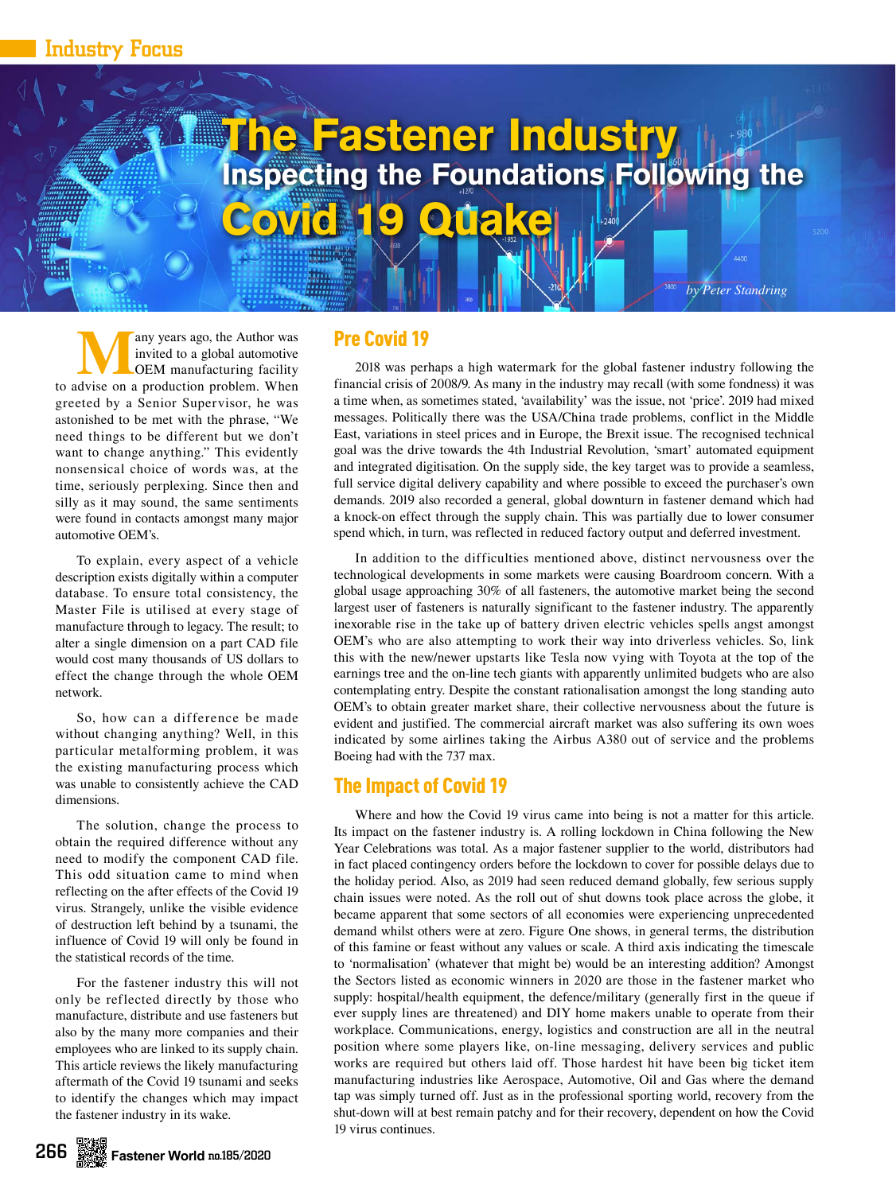Industry Focus

# The Fastener Industry
## Inspecting the Foundations Following the Covid 19 Quake

*by Peter Standring*

Many years ago, the Author was invited to a global automotive OEM manufacturing facility to advise on a production problem. When greeted by a Senior Supervisor, he was astonished to be met with the phrase, "We need things to be different but we don't want to change anything." This evidently nonsensical choice of words was, at the time, seriously perplexing. Since then and silly as it may sound, the same sentiments were found in contacts amongst many major automotive OEM's.

To explain, every aspect of a vehicle description exists digitally within a computer database. To ensure total consistency, the Master File is utilised at every stage of manufacture through to legacy. The result; to alter a single dimension on a part CAD file would cost many thousands of US dollars to effect the change through the whole OEM network.

So, how can a difference be made without changing anything? Well, in this particular metalforming problem, it was the existing manufacturing process which was unable to consistently achieve the CAD dimensions.

The solution, change the process to obtain the required difference without any need to modify the component CAD file. This odd situation came to mind when reflecting on the after effects of the Covid 19 virus. Strangely, unlike the visible evidence of destruction left behind by a tsunami, the influence of Covid 19 will only be found in the statistical records of the time.

For the fastener industry this will not only be reflected directly by those who manufacture, distribute and use fasteners but also by the many more companies and their employees who are linked to its supply chain. This article reviews the likely manufacturing aftermath of the Covid 19 tsunami and seeks to identify the changes which may impact the fastener industry in its wake.

## Pre Covid 19

2018 was perhaps a high watermark for the global fastener industry following the financial crisis of 2008/9. As many in the industry may recall (with some fondness) it was a time when, as sometimes stated, 'availability' was the issue, not 'price'. 2019 had mixed messages. Politically there was the USA/China trade problems, conflict in the Middle East, variations in steel prices and in Europe, the Brexit issue. The recognised technical goal was the drive towards the 4th Industrial Revolution, 'smart' automated equipment and integrated digitisation. On the supply side, the key target was to provide a seamless, full service digital delivery capability and where possible to exceed the purchaser's own demands. 2019 also recorded a general, global downturn in fastener demand which had a knock-on effect through the supply chain. This was partially due to lower consumer spend which, in turn, was reflected in reduced factory output and deferred investment.

In addition to the difficulties mentioned above, distinct nervousness over the technological developments in some markets were causing Boardroom concern. With a global usage approaching 30% of all fasteners, the automotive market being the second largest user of fasteners is naturally significant to the fastener industry. The apparently inexorable rise in the take up of battery driven electric vehicles spells angst amongst OEM's who are also attempting to work their way into driverless vehicles. So, link this with the new/newer upstarts like Tesla now vying with Toyota at the top of the earnings tree and the on-line tech giants with apparently unlimited budgets who are also contemplating entry. Despite the constant rationalisation amongst the long standing auto OEM's to obtain greater market share, their collective nervousness about the future is evident and justified. The commercial aircraft market was also suffering its own woes indicated by some airlines taking the Airbus A380 out of service and the problems Boeing had with the 737 max.

## The Impact of Covid 19

Where and how the Covid 19 virus came into being is not a matter for this article. Its impact on the fastener industry is. A rolling lockdown in China following the New Year Celebrations was total. As a major fastener supplier to the world, distributors had in fact placed contingency orders before the lockdown to cover for possible delays due to the holiday period. Also, as 2019 had seen reduced demand globally, few serious supply chain issues were noted. As the roll out of shut downs took place across the globe, it became apparent that some sectors of all economies were experiencing unprecedented demand whilst others were at zero. Figure One shows, in general terms, the distribution of this famine or feast without any values or scale. A third axis indicating the timescale to 'normalisation' (whatever that might be) would be an interesting addition? Amongst the Sectors listed as economic winners in 2020 are those in the fastener market who supply: hospital/health equipment, the defence/military (generally first in the queue if ever supply lines are threatened) and DIY home makers unable to operate from their workplace. Communications, energy, logistics and construction are all in the neutral position where some players like, on-line messaging, delivery services and public works are required but others laid off. Those hardest hit have been big ticket item manufacturing industries like Aerospace, Automotive, Oil and Gas where the demand tap was simply turned off. Just as in the professional sporting world, recovery from the shut-down will at best remain patchy and for their recovery, dependent on how the Covid 19 virus continues.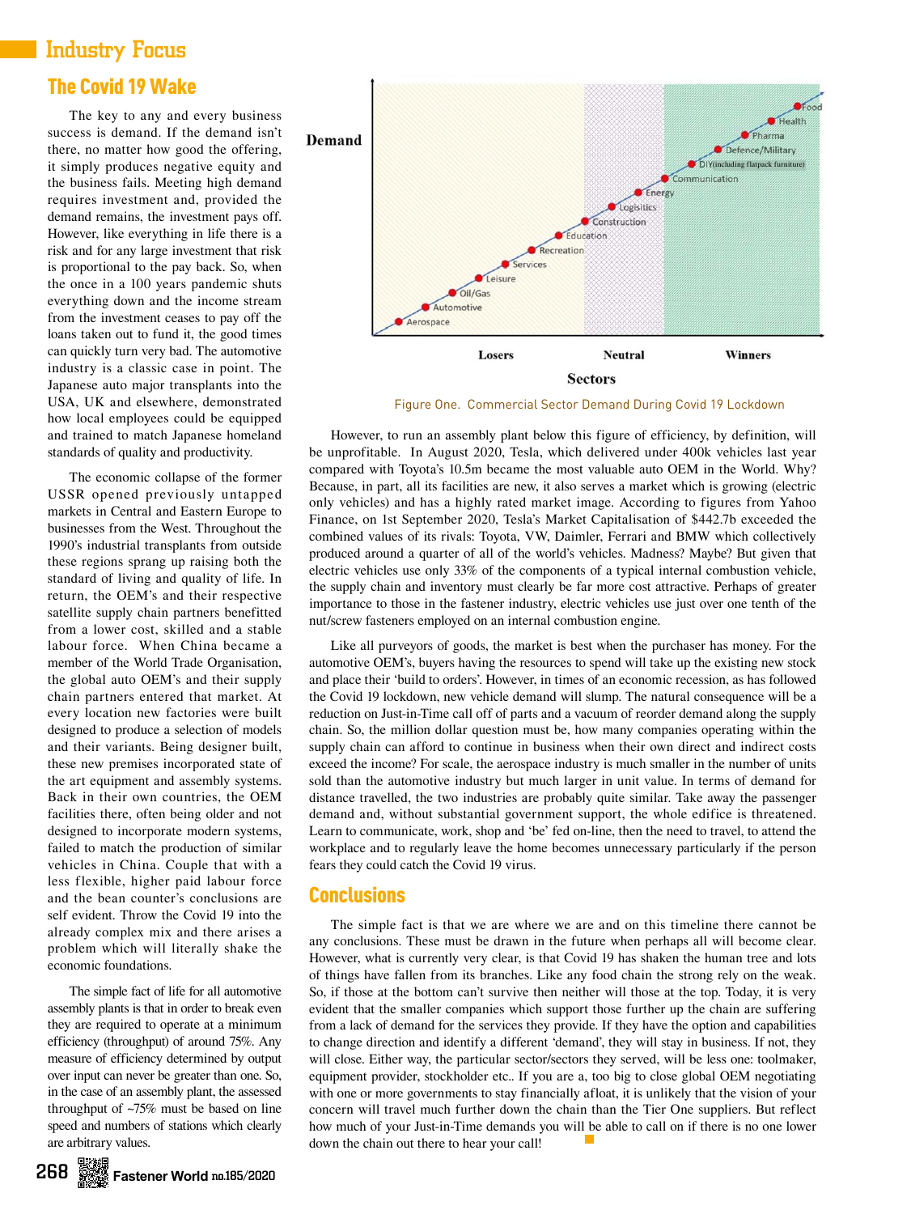## Industry Focus

# The Covid 19 Wake

The key to any and every business success is demand. If the demand isn't there, no matter how good the offering, it simply produces negative equity and the business fails. Meeting high demand requires investment and, provided the demand remains, the investment pays off. However, like everything in life there is a risk and for any large investment that risk is proportional to the pay back. So, when the once in a 100 years pandemic shuts everything down and the income stream from the investment ceases to pay off the loans taken out to fund it, the good times can quickly turn very bad. The automotive industry is a classic case in point. The Japanese auto major transplants into the USA, UK and elsewhere, demonstrated how local employees could be equipped and trained to match Japanese homeland standards of quality and productivity.

The economic collapse of the former USSR opened previously untapped markets in Central and Eastern Europe to businesses from the West. Throughout the 1990's industrial transplants from outside these regions sprang up raising both the standard of living and quality of life. In return, the OEM's and their respective satellite supply chain partners benefitted from a lower cost, skilled and a stable labour force. When China became a member of the World Trade Organisation, the global auto OEM's and their supply chain partners entered that market. At every location new factories were built designed to produce a selection of models and their variants. Being designer built, these new premises incorporated state of the art equipment and assembly systems. Back in their own countries, the OEM facilities there, often being older and not designed to incorporate modern systems, failed to match the production of similar vehicles in China. Couple that with a less flexible, higher paid labour force and the bean counter's conclusions are self evident. Throw the Covid 19 into the already complex mix and there arises a problem which will literally shake the economic foundations.

The simple fact of life for all automotive assembly plants is that in order to break even they are required to operate at a minimum efficiency (throughput) of around 75%. Any measure of efficiency determined by output over input can never be greater than one. So, in the case of an assembly plant, the assessed throughput of ~75% must be based on line speed and numbers of stations which clearly are arbitrary values.

Demand

Food
Health
Pharma
Defence/Military
DIY(including flatpack furniture)
Communication
Energy
Logisitics
Construction
Education
Recreation
Services
Leisure
Oil/Gas
Automotive
Aerospace

Losers
Neutral
Winners

Sectors

Figure One. Commercial Sector Demand During Covid 19 Lockdown

However, to run an assembly plant below this figure of efficiency, by definition, will be unprofitable. In August 2020, Tesla, which delivered under 400k vehicles last year compared with Toyota's 10.5m became the most valuable auto OEM in the World. Why? Because, in part, all its facilities are new, it also serves a market which is growing (electric only vehicles) and has a highly rated market image. According to figures from Yahoo Finance, on 1st September 2020, Tesla's Market Capitalisation of $442.7b exceeded the combined values of its rivals: Toyota, VW, Daimler, Ferrari and BMW which collectively produced around a quarter of all of the world's vehicles. Madness? Maybe? But given that electric vehicles use only 33% of the components of a typical internal combustion vehicle, the supply chain and inventory must clearly be far more cost attractive. Perhaps of greater importance to those in the fastener industry, electric vehicles use just over one tenth of the nut/screw fasteners employed on an internal combustion engine.

Like all purveyors of goods, the market is best when the purchaser has money. For the automotive OEM's, buyers having the resources to spend will take up the existing new stock and place their 'build to orders'. However, in times of an economic recession, as has followed the Covid 19 lockdown, new vehicle demand will slump. The natural consequence will be a reduction on Just-in-Time call off of parts and a vacuum of reorder demand along the supply chain. So, the million dollar question must be, how many companies operating within the supply chain can afford to continue in business when their own direct and indirect costs exceed the income? For scale, the aerospace industry is much smaller in the number of units sold than the automotive industry but much larger in unit value. In terms of demand for distance travelled, the two industries are probably quite similar. Take away the passenger demand and, without substantial government support, the whole edifice is threatened. Learn to communicate, work, shop and 'be' fed on-line, then the need to travel, to attend the workplace and to regularly leave the home becomes unnecessary particularly if the person fears they could catch the Covid 19 virus.

# Conclusions

The simple fact is that we are where we are and on this timeline there cannot be any conclusions. These must be drawn in the future when perhaps all will become clear. However, what is currently very clear, is that Covid 19 has shaken the human tree and lots of things have fallen from its branches. Like any food chain the strong rely on the weak. So, if those at the bottom can't survive then neither will those at the top. Today, it is very evident that the smaller companies which support those further up the chain are suffering from a lack of demand for the services they provide. If they have the option and capabilities to change direction and identify a different 'demand', they will stay in business. If not, they will close. Either way, the particular sector/sectors they served, will be less one: toolmaker, equipment provider, stockholder etc.. If you are a, too big to close global OEM negotiating with one or more governments to stay financially afloat, it is unlikely that the vision of your concern will travel much further down the chain than the Tier One suppliers. But reflect how much of your Just-in-Time demands you will be able to call on if there is no one lower down the chain out there to hear your call!